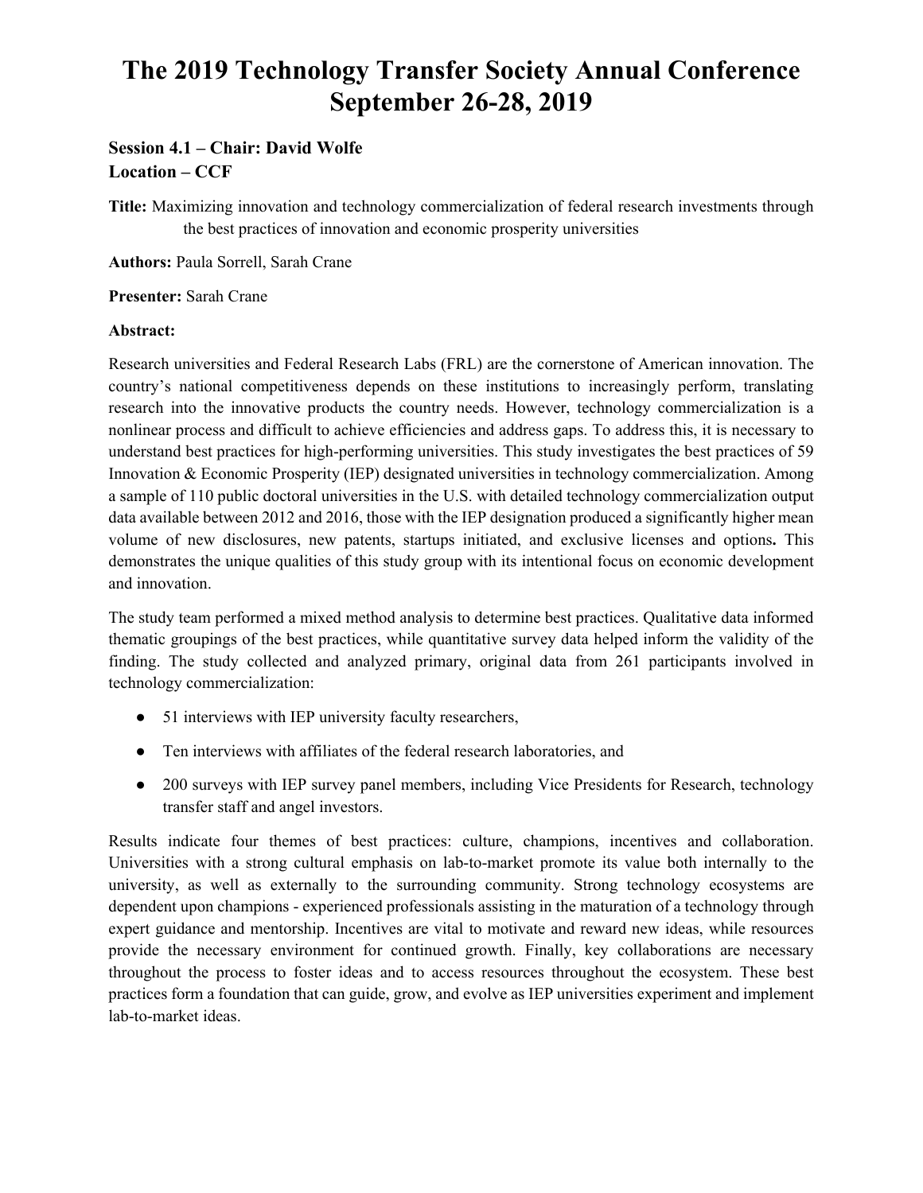# The 2019 Technology Transfer Society Annual Conference September 26-28, 2019

### Session 4.1 – Chair: David Wolfe
### Location – CCF

**Title:** Maximizing innovation and technology commercialization of federal research investments through the best practices of innovation and economic prosperity universities

**Authors:** Paula Sorrell, Sarah Crane

**Presenter:** Sarah Crane

**Abstract:**

Research universities and Federal Research Labs (FRL) are the cornerstone of American innovation. The country's national competitiveness depends on these institutions to increasingly perform, translating research into the innovative products the country needs. However, technology commercialization is a nonlinear process and difficult to achieve efficiencies and address gaps. To address this, it is necessary to understand best practices for high-performing universities. This study investigates the best practices of 59 Innovation & Economic Prosperity (IEP) designated universities in technology commercialization. Among a sample of 110 public doctoral universities in the U.S. with detailed technology commercialization output data available between 2012 and 2016, those with the IEP designation produced a significantly higher mean volume of new disclosures, new patents, startups initiated, and exclusive licenses and options**.** This demonstrates the unique qualities of this study group with its intentional focus on economic development and innovation.

The study team performed a mixed method analysis to determine best practices. Qualitative data informed thematic groupings of the best practices, while quantitative survey data helped inform the validity of the finding. The study collected and analyzed primary, original data from 261 participants involved in technology commercialization:

- 51 interviews with IEP university faculty researchers,
- Ten interviews with affiliates of the federal research laboratories, and
- 200 surveys with IEP survey panel members, including Vice Presidents for Research, technology transfer staff and angel investors.

Results indicate four themes of best practices: culture, champions, incentives and collaboration. Universities with a strong cultural emphasis on lab-to-market promote its value both internally to the university, as well as externally to the surrounding community. Strong technology ecosystems are dependent upon champions - experienced professionals assisting in the maturation of a technology through expert guidance and mentorship. Incentives are vital to motivate and reward new ideas, while resources provide the necessary environment for continued growth. Finally, key collaborations are necessary throughout the process to foster ideas and to access resources throughout the ecosystem. These best practices form a foundation that can guide, grow, and evolve as IEP universities experiment and implement lab-to-market ideas.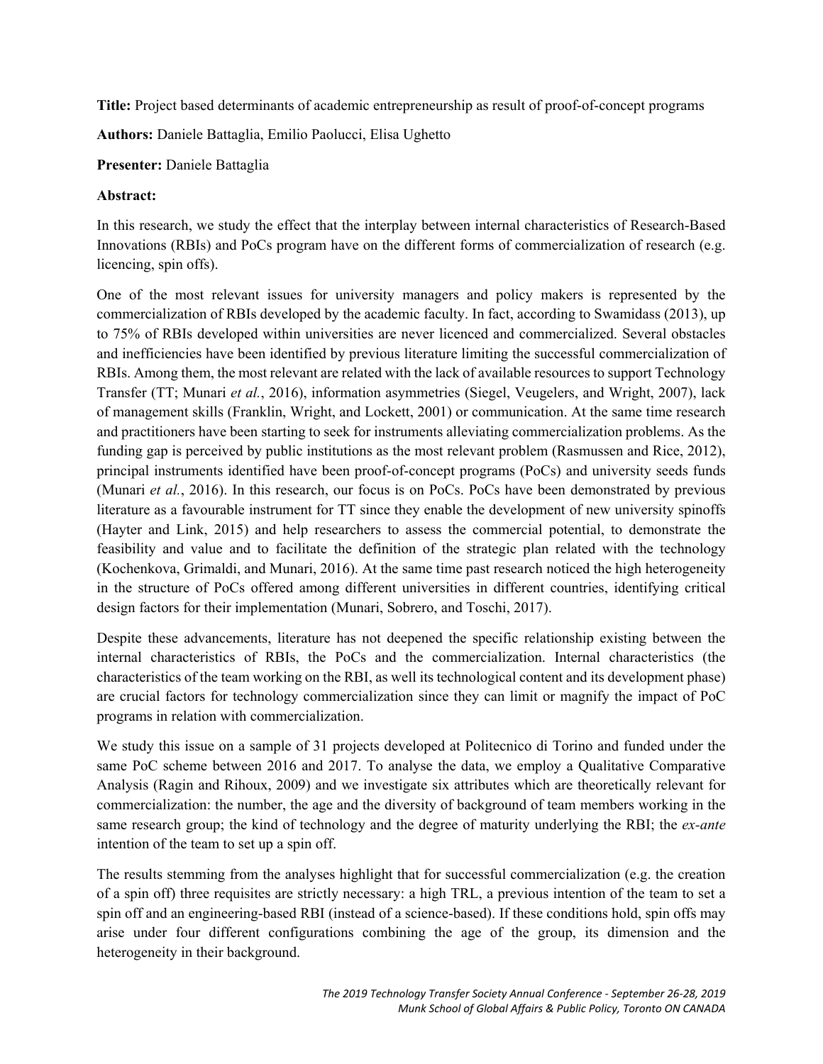**Title:** Project based determinants of academic entrepreneurship as result of proof-of-concept programs

**Authors:** Daniele Battaglia, Emilio Paolucci, Elisa Ughetto

**Presenter:** Daniele Battaglia

**Abstract:**

In this research, we study the effect that the interplay between internal characteristics of Research-Based Innovations (RBIs) and PoCs program have on the different forms of commercialization of research (e.g. licencing, spin offs).

One of the most relevant issues for university managers and policy makers is represented by the commercialization of RBIs developed by the academic faculty. In fact, according to Swamidass (2013), up to 75% of RBIs developed within universities are never licenced and commercialized. Several obstacles and inefficiencies have been identified by previous literature limiting the successful commercialization of RBIs. Among them, the most relevant are related with the lack of available resources to support Technology Transfer (TT; Munari *et al.*, 2016), information asymmetries (Siegel, Veugelers, and Wright, 2007), lack of management skills (Franklin, Wright, and Lockett, 2001) or communication. At the same time research and practitioners have been starting to seek for instruments alleviating commercialization problems. As the funding gap is perceived by public institutions as the most relevant problem (Rasmussen and Rice, 2012), principal instruments identified have been proof-of-concept programs (PoCs) and university seeds funds (Munari *et al.*, 2016). In this research, our focus is on PoCs. PoCs have been demonstrated by previous literature as a favourable instrument for TT since they enable the development of new university spinoffs (Hayter and Link, 2015) and help researchers to assess the commercial potential, to demonstrate the feasibility and value and to facilitate the definition of the strategic plan related with the technology (Kochenkova, Grimaldi, and Munari, 2016). At the same time past research noticed the high heterogeneity in the structure of PoCs offered among different universities in different countries, identifying critical design factors for their implementation (Munari, Sobrero, and Toschi, 2017).

Despite these advancements, literature has not deepened the specific relationship existing between the internal characteristics of RBIs, the PoCs and the commercialization. Internal characteristics (the characteristics of the team working on the RBI, as well its technological content and its development phase) are crucial factors for technology commercialization since they can limit or magnify the impact of PoC programs in relation with commercialization.

We study this issue on a sample of 31 projects developed at Politecnico di Torino and funded under the same PoC scheme between 2016 and 2017. To analyse the data, we employ a Qualitative Comparative Analysis (Ragin and Rihoux, 2009) and we investigate six attributes which are theoretically relevant for commercialization: the number, the age and the diversity of background of team members working in the same research group; the kind of technology and the degree of maturity underlying the RBI; the *ex-ante* intention of the team to set up a spin off.

The results stemming from the analyses highlight that for successful commercialization (e.g. the creation of a spin off) three requisites are strictly necessary: a high TRL, a previous intention of the team to set a spin off and an engineering-based RBI (instead of a science-based). If these conditions hold, spin offs may arise under four different configurations combining the age of the group, its dimension and the heterogeneity in their background.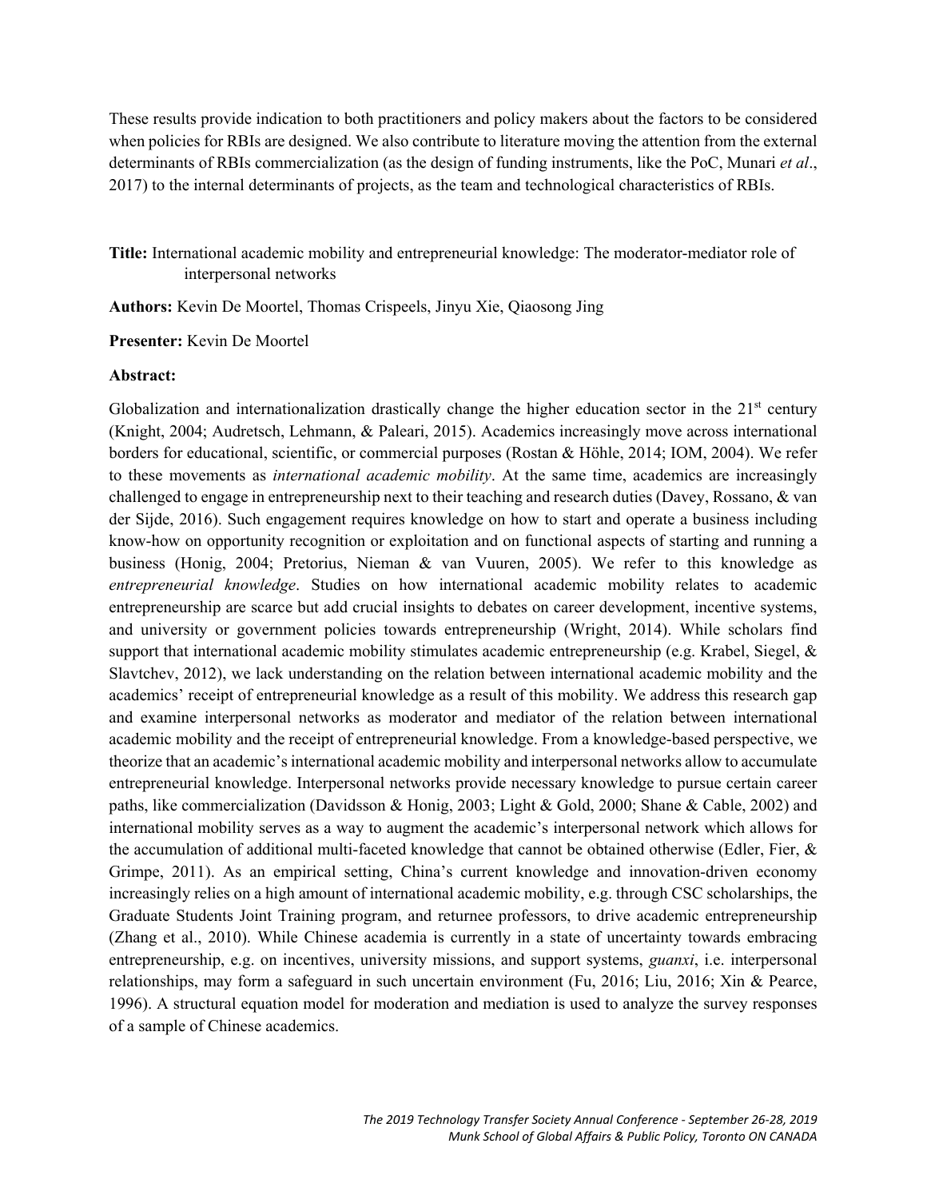These results provide indication to both practitioners and policy makers about the factors to be considered when policies for RBIs are designed. We also contribute to literature moving the attention from the external determinants of RBIs commercialization (as the design of funding instruments, like the PoC, Munari *et al*., 2017) to the internal determinants of projects, as the team and technological characteristics of RBIs.

**Title:** International academic mobility and entrepreneurial knowledge: The moderator-mediator role of interpersonal networks

**Authors:** Kevin De Moortel, Thomas Crispeels, Jinyu Xie, Qiaosong Jing

**Presenter:** Kevin De Moortel

**Abstract:**

Globalization and internationalization drastically change the higher education sector in the 21st century (Knight, 2004; Audretsch, Lehmann, & Paleari, 2015). Academics increasingly move across international borders for educational, scientific, or commercial purposes (Rostan & Höhle, 2014; IOM, 2004). We refer to these movements as *international academic mobility*. At the same time, academics are increasingly challenged to engage in entrepreneurship next to their teaching and research duties (Davey, Rossano, & van der Sijde, 2016). Such engagement requires knowledge on how to start and operate a business including know-how on opportunity recognition or exploitation and on functional aspects of starting and running a business (Honig, 2004; Pretorius, Nieman & van Vuuren, 2005). We refer to this knowledge as *entrepreneurial knowledge*. Studies on how international academic mobility relates to academic entrepreneurship are scarce but add crucial insights to debates on career development, incentive systems, and university or government policies towards entrepreneurship (Wright, 2014). While scholars find support that international academic mobility stimulates academic entrepreneurship (e.g. Krabel, Siegel, & Slavtchev, 2012), we lack understanding on the relation between international academic mobility and the academics' receipt of entrepreneurial knowledge as a result of this mobility. We address this research gap and examine interpersonal networks as moderator and mediator of the relation between international academic mobility and the receipt of entrepreneurial knowledge. From a knowledge-based perspective, we theorize that an academic's international academic mobility and interpersonal networks allow to accumulate entrepreneurial knowledge. Interpersonal networks provide necessary knowledge to pursue certain career paths, like commercialization (Davidsson & Honig, 2003; Light & Gold, 2000; Shane & Cable, 2002) and international mobility serves as a way to augment the academic's interpersonal network which allows for the accumulation of additional multi-faceted knowledge that cannot be obtained otherwise (Edler, Fier, & Grimpe, 2011). As an empirical setting, China's current knowledge and innovation-driven economy increasingly relies on a high amount of international academic mobility, e.g. through CSC scholarships, the Graduate Students Joint Training program, and returnee professors, to drive academic entrepreneurship (Zhang et al., 2010). While Chinese academia is currently in a state of uncertainty towards embracing entrepreneurship, e.g. on incentives, university missions, and support systems, *guanxi*, i.e. interpersonal relationships, may form a safeguard in such uncertain environment (Fu, 2016; Liu, 2016; Xin & Pearce, 1996). A structural equation model for moderation and mediation is used to analyze the survey responses of a sample of Chinese academics.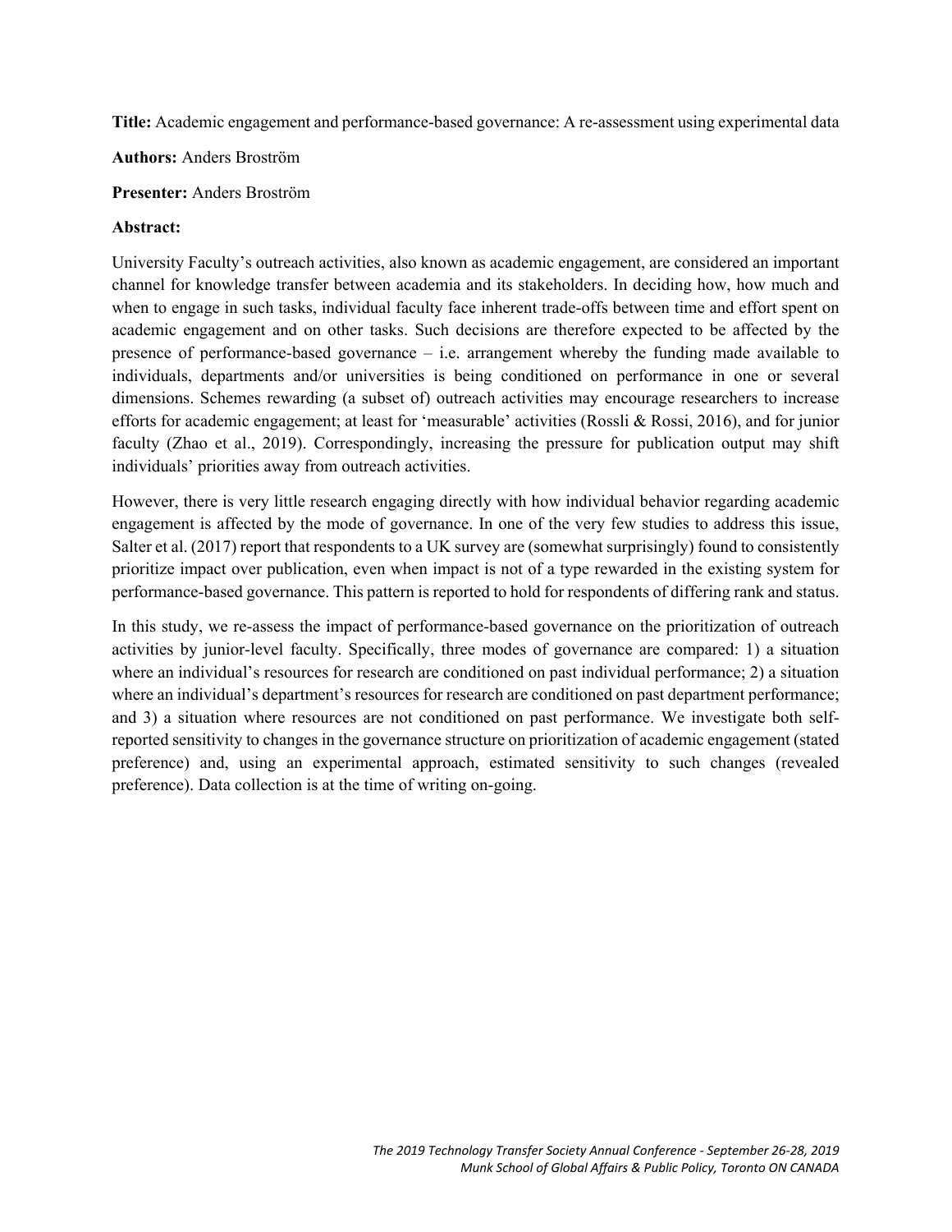**Title:** Academic engagement and performance-based governance: A re-assessment using experimental data

**Authors:** Anders Broström

**Presenter:** Anders Broström

**Abstract:**

University Faculty's outreach activities, also known as academic engagement, are considered an important channel for knowledge transfer between academia and its stakeholders. In deciding how, how much and when to engage in such tasks, individual faculty face inherent trade-offs between time and effort spent on academic engagement and on other tasks. Such decisions are therefore expected to be affected by the presence of performance-based governance – i.e. arrangement whereby the funding made available to individuals, departments and/or universities is being conditioned on performance in one or several dimensions. Schemes rewarding (a subset of) outreach activities may encourage researchers to increase efforts for academic engagement; at least for 'measurable' activities (Rossli & Rossi, 2016), and for junior faculty (Zhao et al., 2019). Correspondingly, increasing the pressure for publication output may shift individuals' priorities away from outreach activities.

However, there is very little research engaging directly with how individual behavior regarding academic engagement is affected by the mode of governance. In one of the very few studies to address this issue, Salter et al. (2017) report that respondents to a UK survey are (somewhat surprisingly) found to consistently prioritize impact over publication, even when impact is not of a type rewarded in the existing system for performance-based governance. This pattern is reported to hold for respondents of differing rank and status.

In this study, we re-assess the impact of performance-based governance on the prioritization of outreach activities by junior-level faculty. Specifically, three modes of governance are compared: 1) a situation where an individual's resources for research are conditioned on past individual performance; 2) a situation where an individual's department's resources for research are conditioned on past department performance; and 3) a situation where resources are not conditioned on past performance. We investigate both self-reported sensitivity to changes in the governance structure on prioritization of academic engagement (stated preference) and, using an experimental approach, estimated sensitivity to such changes (revealed preference). Data collection is at the time of writing on-going.